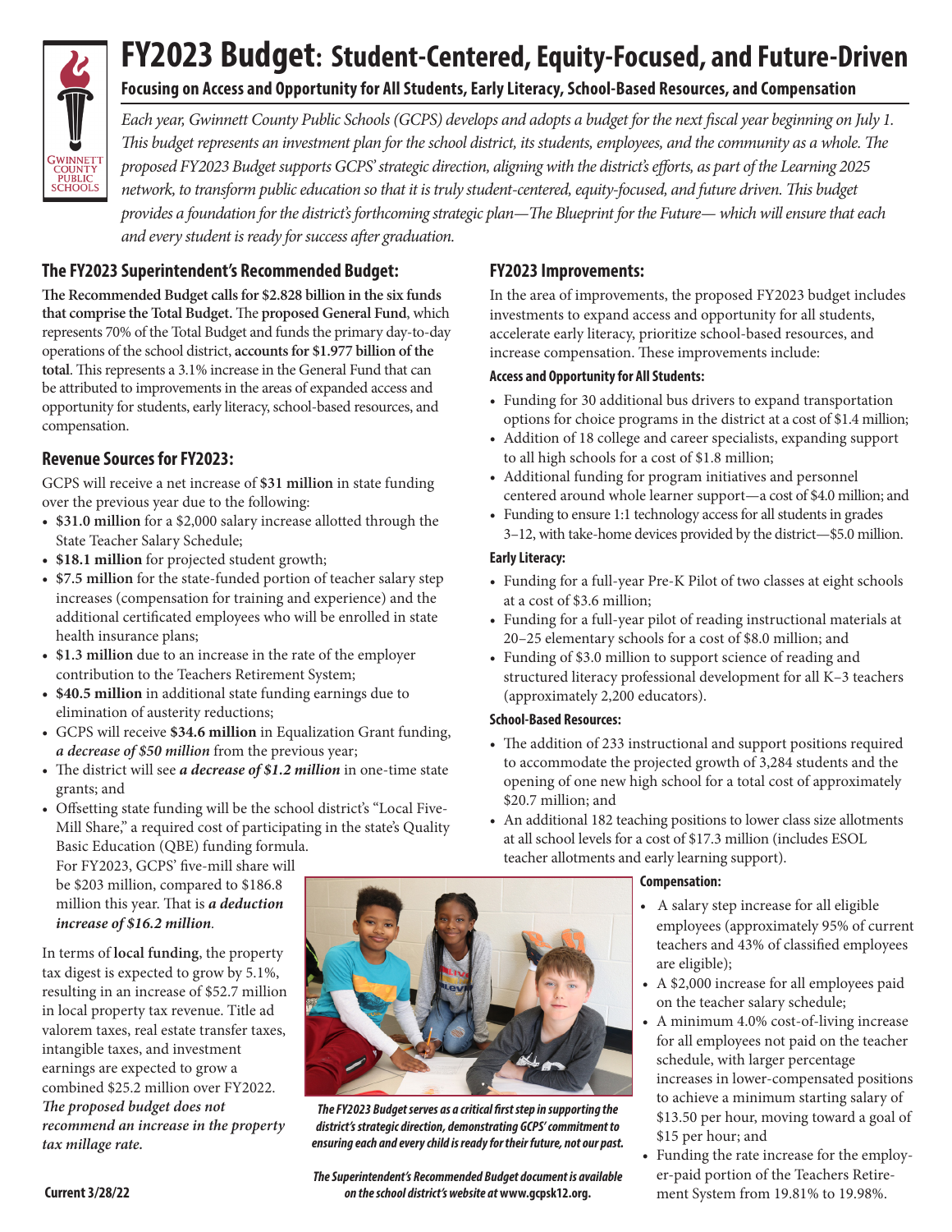# FY2023 Budget: Student-Centered, Equity-Focused, and Future-Driven

### Focusing on Access and Opportunity for All Students, Early Literacy, School-Based Resources, and Compensation

*Each year, Gwinnett County Public Schools (GCPS) develops and adopts a budget for the next fiscal year beginning on July 1. This budget represents an investment plan for the school district, its students, employees, and the community as a whole. The proposed FY2023 Budget supports GCPS' strategic direction, aligning with the district's efforts, as part of the Learning 2025 network, to transform public education so that it is truly student-centered, equity-focused, and future driven. This budget provides a foundation for the district's forthcoming strategic plan—The Blueprint for the Future— which will ensure that each and every student is ready for success after graduation.*

## The FY2023 Superintendent's Recommended Budget:

**The Recommended Budget calls for $2.828 billion in the six funds that comprise the Total Budget.** The **proposed General Fund**, which represents 70% of the Total Budget and funds the primary day-to-day operations of the school district, **accounts for $1.977 billion of the total**. This represents a 3.1% increase in the General Fund that can be attributed to improvements in the areas of expanded access and opportunity for students, early literacy, school-based resources, and compensation.

## Revenue Sources for FY2023:

GCPS will receive a net increase of **$31 million** in state funding over the previous year due to the following:

- **$31.0 million** for a $2,000 salary increase allotted through the State Teacher Salary Schedule;
- **$18.1 million** for projected student growth;
- **$7.5 million** for the state-funded portion of teacher salary step increases (compensation for training and experience) and the additional certificated employees who will be enrolled in state health insurance plans;
- **$1.3 million** due to an increase in the rate of the employer contribution to the Teachers Retirement System;
- **$40.5 million** in additional state funding earnings due to elimination of austerity reductions;
- GCPS will receive **$34.6 million** in Equalization Grant funding, ***a decrease of $50 million*** from the previous year;
- The district will see ***a decrease of $1.2 million*** in one-time state grants; and
- Offsetting state funding will be the school district's "Local Five-Mill Share," a required cost of participating in the state's Quality Basic Education (QBE) funding formula. For FY2023, GCPS' five-mill share will be $203 million, compared to $186.8 million this year. That is ***a deduction increase of $16.2 million***.

In terms of **local funding**, the property tax digest is expected to grow by 5.1%, resulting in an increase of $52.7 million in local property tax revenue. Title ad valorem taxes, real estate transfer taxes, intangible taxes, and investment earnings are expected to grow a combined $25.2 million over FY2022. ***The proposed budget does not recommend an increase in the property tax millage rate.***

## FY2023 Improvements:

In the area of improvements, the proposed FY2023 budget includes investments to expand access and opportunity for all students, accelerate early literacy, prioritize school-based resources, and increase compensation. These improvements include:

#### Access and Opportunity for All Students:

- Funding for 30 additional bus drivers to expand transportation options for choice programs in the district at a cost of $1.4 million;
- Addition of 18 college and career specialists, expanding support to all high schools for a cost of $1.8 million;
- Additional funding for program initiatives and personnel centered around whole learner support—a cost of $4.0 million; and
- Funding to ensure 1:1 technology access for all students in grades 3–12, with take-home devices provided by the district—$5.0 million.

#### Early Literacy:

- Funding for a full-year Pre-K Pilot of two classes at eight schools at a cost of $3.6 million;
- Funding for a full-year pilot of reading instructional materials at 20–25 elementary schools for a cost of $8.0 million; and
- Funding of $3.0 million to support science of reading and structured literacy professional development for all K–3 teachers (approximately 2,200 educators).

#### School-Based Resources:

- The addition of 233 instructional and support positions required to accommodate the projected growth of 3,284 students and the opening of one new high school for a total cost of approximately $20.7 million; and
- An additional 182 teaching positions to lower class size allotments at all school levels for a cost of $17.3 million (includes ESOL teacher allotments and early learning support).

#### Compensation:

- A salary step increase for all eligible employees (approximately 95% of current teachers and 43% of classified employees are eligible);
- A $2,000 increase for all employees paid on the teacher salary schedule;
- A minimum 4.0% cost-of-living increase for all employees not paid on the teacher schedule, with larger percentage increases in lower-compensated positions to achieve a minimum starting salary of $13.50 per hour, moving toward a goal of $15 per hour; and
- Funding the rate increase for the employer-paid portion of the Teachers Retirement System from 19.81% to 19.98%.

***The FY2023 Budget serves as a critical first step in supporting the district's strategic direction, demonstrating GCPS' commitment to ensuring each and every child is ready for their future, not our past.***

***The Superintendent's Recommended Budget document is available on the school district's website at* www.gcpsk12.org.**

Current 3/28/22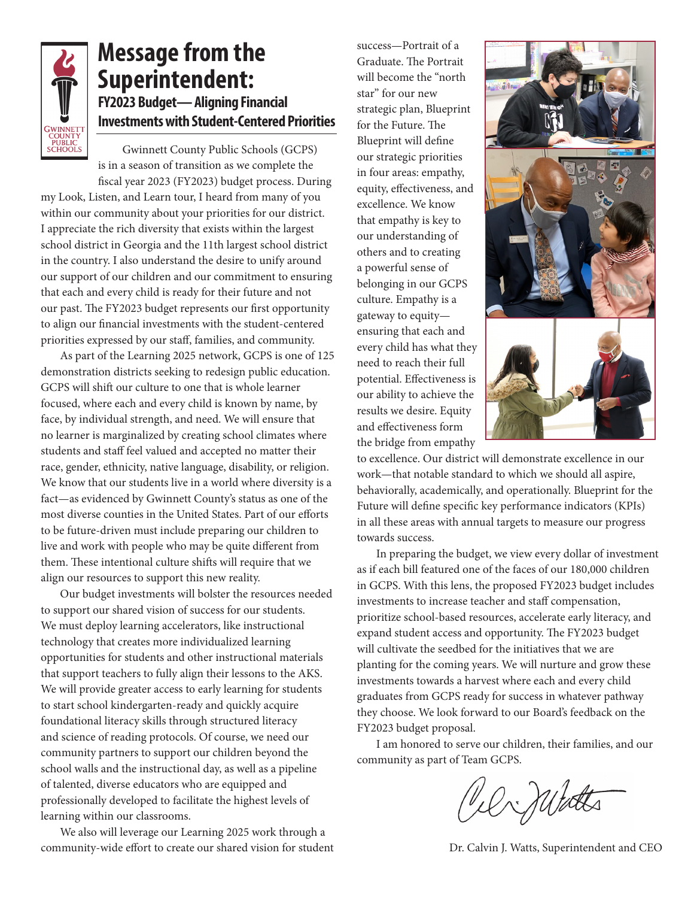# Message from the Superintendent:

### FY2023 Budget— Aligning Financial Investments with Student-Centered Priorities

Gwinnett County Public Schools (GCPS) is in a season of transition as we complete the fiscal year 2023 (FY2023) budget process. During my Look, Listen, and Learn tour, I heard from many of you within our community about your priorities for our district. I appreciate the rich diversity that exists within the largest school district in Georgia and the 11th largest school district in the country. I also understand the desire to unify around our support of our children and our commitment to ensuring that each and every child is ready for their future and not our past. The FY2023 budget represents our first opportunity to align our financial investments with the student-centered priorities expressed by our staff, families, and community.

As part of the Learning 2025 network, GCPS is one of 125 demonstration districts seeking to redesign public education. GCPS will shift our culture to one that is whole learner focused, where each and every child is known by name, by face, by individual strength, and need. We will ensure that no learner is marginalized by creating school climates where students and staff feel valued and accepted no matter their race, gender, ethnicity, native language, disability, or religion. We know that our students live in a world where diversity is a fact—as evidenced by Gwinnett County's status as one of the most diverse counties in the United States. Part of our efforts to be future-driven must include preparing our children to live and work with people who may be quite different from them. These intentional culture shifts will require that we align our resources to support this new reality.

Our budget investments will bolster the resources needed to support our shared vision of success for our students. We must deploy learning accelerators, like instructional technology that creates more individualized learning opportunities for students and other instructional materials that support teachers to fully align their lessons to the AKS. We will provide greater access to early learning for students to start school kindergarten-ready and quickly acquire foundational literacy skills through structured literacy and science of reading protocols. Of course, we need our community partners to support our children beyond the school walls and the instructional day, as well as a pipeline of talented, diverse educators who are equipped and professionally developed to facilitate the highest levels of learning within our classrooms.

We also will leverage our Learning 2025 work through a community-wide effort to create our shared vision for student success—Portrait of a Graduate. The Portrait will become the "north star" for our new strategic plan, Blueprint for the Future. The Blueprint will define our strategic priorities in four areas: empathy, equity, effectiveness, and excellence. We know that empathy is key to our understanding of others and to creating a powerful sense of belonging in our GCPS culture. Empathy is a gateway to equity—ensuring that each and every child has what they need to reach their full potential. Effectiveness is our ability to achieve the results we desire. Equity and effectiveness form the bridge from empathy to excellence. Our district will demonstrate excellence in our work—that notable standard to which we should all aspire, behaviorally, academically, and operationally. Blueprint for the Future will define specific key performance indicators (KPIs) in all these areas with annual targets to measure our progress towards success.

In preparing the budget, we view every dollar of investment as if each bill featured one of the faces of our 180,000 children in GCPS. With this lens, the proposed FY2023 budget includes investments to increase teacher and staff compensation, prioritize school-based resources, accelerate early literacy, and expand student access and opportunity. The FY2023 budget will cultivate the seedbed for the initiatives that we are planting for the coming years. We will nurture and grow these investments towards a harvest where each and every child graduates from GCPS ready for success in whatever pathway they choose. We look forward to our Board's feedback on the FY2023 budget proposal.

I am honored to serve our children, their families, and our community as part of Team GCPS.

Dr. Calvin J. Watts, Superintendent and CEO